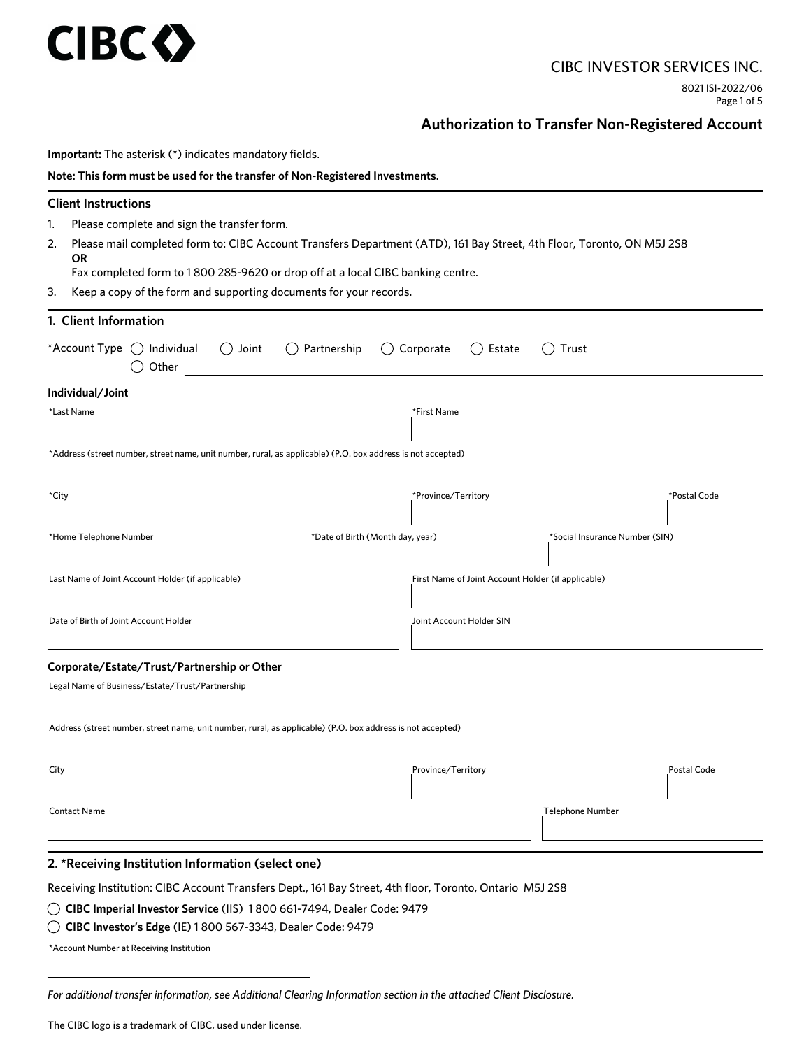CIBC

CIBC INVESTOR SERVICES INC.

8021 ISI-2022/06

# Authorization to Transfer Non-Registered Account

**Important:** The asterisk (*) indicates mandatory fields.

**Note: This form must be used for the transfer of Non-Registered Investments.**

## Client Instructions

1. Please complete and sign the transfer form.
2. Please mail completed form to: CIBC Account Transfers Department (ATD), 161 Bay Street, 4th Floor, Toronto, ON M5J 2S8
   **OR**
   Fax completed form to 1 800 285-9620 or drop off at a local CIBC banking centre.
3. Keep a copy of the form and supporting documents for your records.

## 1. Client Information

*Account Type ◯ Individual ◯ Joint ◯ Partnership ◯ Corporate ◯ Estate ◯ Trust ◯ Other ____________

### Individual/Joint

*Last Name

*First Name

*Address (street number, street name, unit number, rural, as applicable) (P.O. box address is not accepted)

*City

*Province/Territory

*Postal Code

*Home Telephone Number

*Date of Birth (Month day, year)

*Social Insurance Number (SIN)

Last Name of Joint Account Holder (if applicable)

First Name of Joint Account Holder (if applicable)

Date of Birth of Joint Account Holder

Joint Account Holder SIN

### Corporate/Estate/Trust/Partnership or Other

Legal Name of Business/Estate/Trust/Partnership

Address (street number, street name, unit number, rural, as applicable) (P.O. box address is not accepted)

City

Province/Territory

Postal Code

Contact Name

Telephone Number

## 2. *Receiving Institution Information (select one)

Receiving Institution: CIBC Account Transfers Dept., 161 Bay Street, 4th floor, Toronto, Ontario M5J 2S8

◯ **CIBC Imperial Investor Service** (IIS) 1 800 661-7494, Dealer Code: 9479

◯ **CIBC Investor's Edge** (IE) 1 800 567-3343, Dealer Code: 9479

*Account Number at Receiving Institution

*For additional transfer information, see Additional Clearing Information section in the attached Client Disclosure.*

The CIBC logo is a trademark of CIBC, used under license.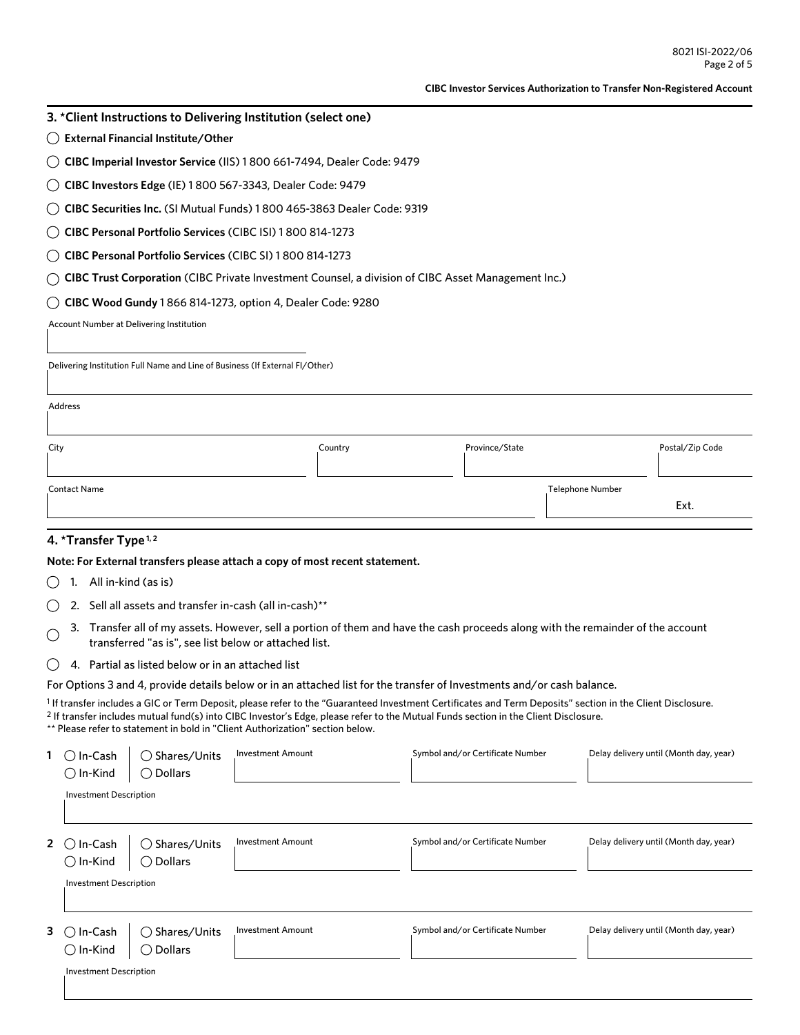**CIBC Investor Services Authorization to Transfer Non-Registered Account**

## 3. *Client Instructions to Delivering Institution (select one)

- ◯ **External Financial Institute/Other**
- ◯ **CIBC Imperial Investor Service** (IIS) 1 800 661-7494, Dealer Code: 9479
- ◯ **CIBC Investors Edge** (IE) 1 800 567-3343, Dealer Code: 9479
- ◯ **CIBC Securities Inc.** (SI Mutual Funds) 1 800 465-3863 Dealer Code: 9319
- ◯ **CIBC Personal Portfolio Services** (CIBC ISI) 1 800 814-1273
- ◯ **CIBC Personal Portfolio Services** (CIBC SI) 1 800 814-1273
- ◯ **CIBC Trust Corporation** (CIBC Private Investment Counsel, a division of CIBC Asset Management Inc.)
- ◯ **CIBC Wood Gundy** 1 866 814-1273, option 4, Dealer Code: 9280

Account Number at Delivering Institution

Delivering Institution Full Name and Line of Business (If External FI/Other)

Address

| City | Country | Province/State | Postal/Zip Code |
|---|---|---|---|
| | | | |

| Contact Name | Telephone Number | Ext. |
|---|---|---|
| | | |

## 4. *Transfer Type[1, 2]

**Note: For External transfers please attach a copy of most recent statement.**

- ◯ 1. All in-kind (as is)
- ◯ 2. Sell all assets and transfer in-cash (all in-cash)**
- ◯ 3. Transfer all of my assets. However, sell a portion of them and have the cash proceeds along with the remainder of the account transferred "as is", see list below or attached list.
- ◯ 4. Partial as listed below or in an attached list

For Options 3 and 4, provide details below or in an attached list for the transfer of Investments and/or cash balance.

[1] If transfer includes a GIC or Term Deposit, please refer to the "Guaranteed Investment Certificates and Term Deposits" section in the Client Disclosure.
[2] If transfer includes mutual fund(s) into CIBC Investor's Edge, please refer to the Mutual Funds section in the Client Disclosure.
** Please refer to statement in bold in "Client Authorization" section below.

| # | In-Cash / In-Kind | Shares/Units / Dollars | Investment Amount | Symbol and/or Certificate Number | Delay delivery until (Month day, year) |
|---|---|---|---|---|---|
| 1 | ◯ In-Cash ◯ In-Kind | ◯ Shares/Units ◯ Dollars | | | |
| | Investment Description | | | | |
| 2 | ◯ In-Cash ◯ In-Kind | ◯ Shares/Units ◯ Dollars | | | |
| | Investment Description | | | | |
| 3 | ◯ In-Cash ◯ In-Kind | ◯ Shares/Units ◯ Dollars | | | |
| | Investment Description | | | | |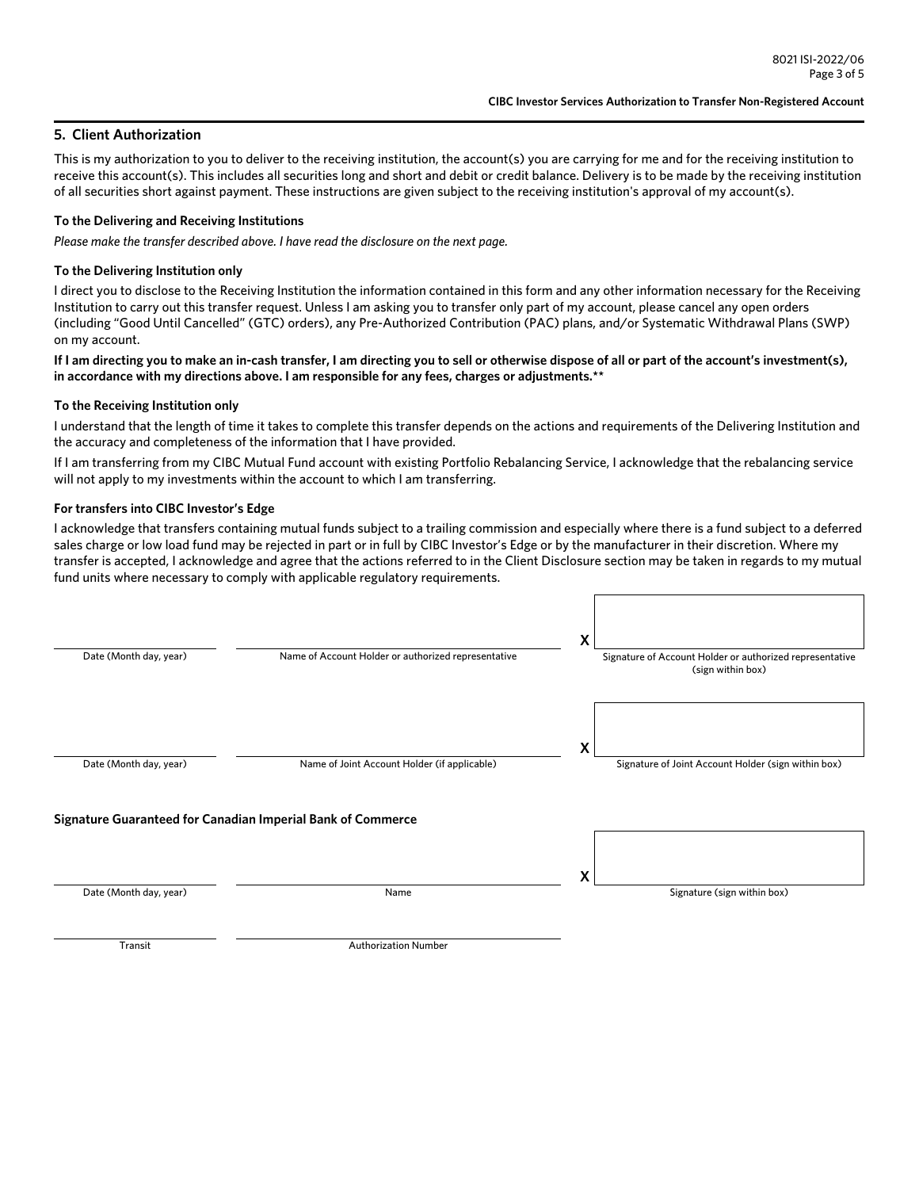## 5. Client Authorization

This is my authorization to you to deliver to the receiving institution, the account(s) you are carrying for me and for the receiving institution to receive this account(s). This includes all securities long and short and debit or credit balance. Delivery is to be made by the receiving institution of all securities short against payment. These instructions are given subject to the receiving institution's approval of my account(s).

### To the Delivering and Receiving Institutions

*Please make the transfer described above. I have read the disclosure on the next page.*

### To the Delivering Institution only

I direct you to disclose to the Receiving Institution the information contained in this form and any other information necessary for the Receiving Institution to carry out this transfer request. Unless I am asking you to transfer only part of my account, please cancel any open orders (including "Good Until Cancelled" (GTC) orders), any Pre-Authorized Contribution (PAC) plans, and/or Systematic Withdrawal Plans (SWP) on my account.

**If I am directing you to make an in-cash transfer, I am directing you to sell or otherwise dispose of all or part of the account's investment(s), in accordance with my directions above. I am responsible for any fees, charges or adjustments.****

### To the Receiving Institution only

I understand that the length of time it takes to complete this transfer depends on the actions and requirements of the Delivering Institution and the accuracy and completeness of the information that I have provided.

If I am transferring from my CIBC Mutual Fund account with existing Portfolio Rebalancing Service, I acknowledge that the rebalancing service will not apply to my investments within the account to which I am transferring.

### For transfers into CIBC Investor's Edge

I acknowledge that transfers containing mutual funds subject to a trailing commission and especially where there is a fund subject to a deferred sales charge or low load fund may be rejected in part or in full by CIBC Investor's Edge or by the manufacturer in their discretion. Where my transfer is accepted, I acknowledge and agree that the actions referred to in the Client Disclosure section may be taken in regards to my mutual fund units where necessary to comply with applicable regulatory requirements.

______________________ ______________________ X ______________________

Date (Month day, year) | Name of Account Holder or authorized representative | Signature of Account Holder or authorized representative (sign within box)

______________________ ______________________ X ______________________

Date (Month day, year) | Name of Joint Account Holder (if applicable) | Signature of Joint Account Holder (sign within box)

### Signature Guaranteed for Canadian Imperial Bank of Commerce

______________________ ______________________ X ______________________

Date (Month day, year) | Name | Signature (sign within box)

______________________ ______________________

Transit | Authorization Number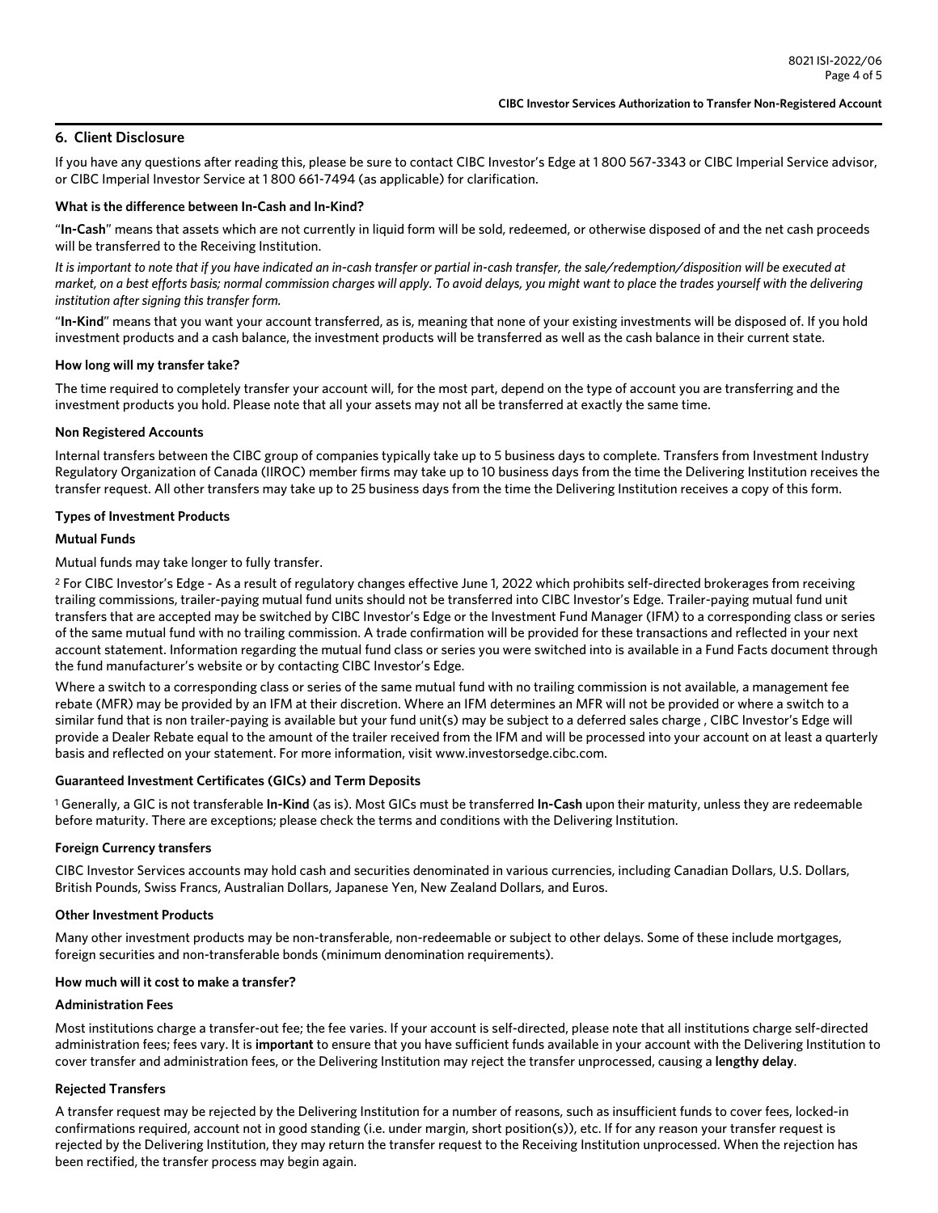## 6. Client Disclosure

If you have any questions after reading this, please be sure to contact CIBC Investor's Edge at 1 800 567-3343 or CIBC Imperial Service advisor, or CIBC Imperial Investor Service at 1 800 661-7494 (as applicable) for clarification.

**What is the difference between In-Cash and In-Kind?**

"**In-Cash**" means that assets which are not currently in liquid form will be sold, redeemed, or otherwise disposed of and the net cash proceeds will be transferred to the Receiving Institution.

*It is important to note that if you have indicated an in-cash transfer or partial in-cash transfer, the sale/redemption/disposition will be executed at market, on a best efforts basis; normal commission charges will apply. To avoid delays, you might want to place the trades yourself with the delivering institution after signing this transfer form.*

"**In-Kind**" means that you want your account transferred, as is, meaning that none of your existing investments will be disposed of. If you hold investment products and a cash balance, the investment products will be transferred as well as the cash balance in their current state.

**How long will my transfer take?**

The time required to completely transfer your account will, for the most part, depend on the type of account you are transferring and the investment products you hold. Please note that all your assets may not all be transferred at exactly the same time.

**Non Registered Accounts**

Internal transfers between the CIBC group of companies typically take up to 5 business days to complete. Transfers from Investment Industry Regulatory Organization of Canada (IIROC) member firms may take up to 10 business days from the time the Delivering Institution receives the transfer request. All other transfers may take up to 25 business days from the time the Delivering Institution receives a copy of this form.

**Types of Investment Products**

**Mutual Funds**

Mutual funds may take longer to fully transfer.

[2] For CIBC Investor's Edge - As a result of regulatory changes effective June 1, 2022 which prohibits self-directed brokerages from receiving trailing commissions, trailer-paying mutual fund units should not be transferred into CIBC Investor's Edge. Trailer-paying mutual fund unit transfers that are accepted may be switched by CIBC Investor's Edge or the Investment Fund Manager (IFM) to a corresponding class or series of the same mutual fund with no trailing commission. A trade confirmation will be provided for these transactions and reflected in your next account statement. Information regarding the mutual fund class or series you were switched into is available in a Fund Facts document through the fund manufacturer's website or by contacting CIBC Investor's Edge.

Where a switch to a corresponding class or series of the same mutual fund with no trailing commission is not available, a management fee rebate (MFR) may be provided by an IFM at their discretion. Where an IFM determines an MFR will not be provided or where a switch to a similar fund that is non trailer-paying is available but your fund unit(s) may be subject to a deferred sales charge , CIBC Investor's Edge will provide a Dealer Rebate equal to the amount of the trailer received from the IFM and will be processed into your account on at least a quarterly basis and reflected on your statement. For more information, visit www.investorsedge.cibc.com.

**Guaranteed Investment Certificates (GICs) and Term Deposits**

[1] Generally, a GIC is not transferable **In-Kind** (as is). Most GICs must be transferred **In-Cash** upon their maturity, unless they are redeemable before maturity. There are exceptions; please check the terms and conditions with the Delivering Institution.

**Foreign Currency transfers**

CIBC Investor Services accounts may hold cash and securities denominated in various currencies, including Canadian Dollars, U.S. Dollars, British Pounds, Swiss Francs, Australian Dollars, Japanese Yen, New Zealand Dollars, and Euros.

**Other Investment Products**

Many other investment products may be non-transferable, non-redeemable or subject to other delays. Some of these include mortgages, foreign securities and non-transferable bonds (minimum denomination requirements).

**How much will it cost to make a transfer?**

**Administration Fees**

Most institutions charge a transfer-out fee; the fee varies. If your account is self-directed, please note that all institutions charge self-directed administration fees; fees vary. It is **important** to ensure that you have sufficient funds available in your account with the Delivering Institution to cover transfer and administration fees, or the Delivering Institution may reject the transfer unprocessed, causing a **lengthy delay**.

**Rejected Transfers**

A transfer request may be rejected by the Delivering Institution for a number of reasons, such as insufficient funds to cover fees, locked-in confirmations required, account not in good standing (i.e. under margin, short position(s)), etc. If for any reason your transfer request is rejected by the Delivering Institution, they may return the transfer request to the Receiving Institution unprocessed. When the rejection has been rectified, the transfer process may begin again.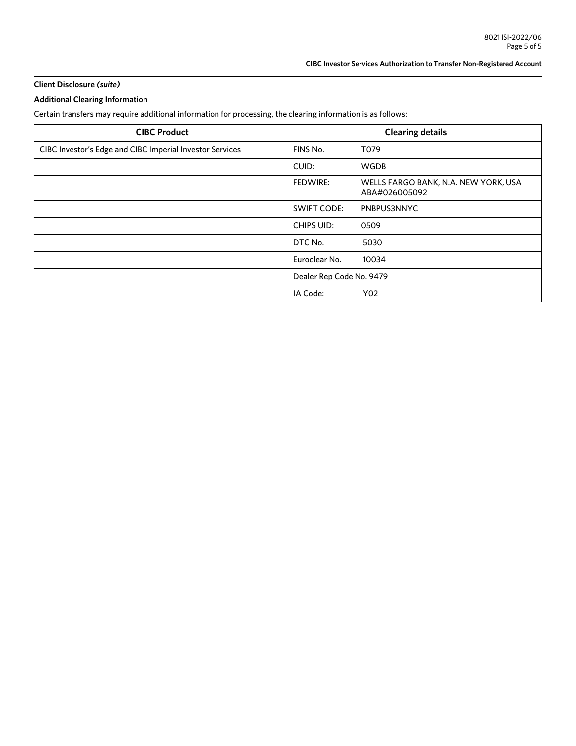**Client Disclosure *(suite)***

**Additional Clearing Information**

Certain transfers may require additional information for processing, the clearing information is as follows:

| CIBC Product | Clearing details | |
|---|---|---|
| CIBC Investor's Edge and CIBC Imperial Investor Services | FINS No. | T079 |
| | CUID: | WGDB |
| | FEDWIRE: | WELLS FARGO BANK, N.A. NEW YORK, USA ABA#026005092 |
| | SWIFT CODE: | PNBPUS3NNYC |
| | CHIPS UID: | 0509 |
| | DTC No. | 5030 |
| | Euroclear No. | 10034 |
| | Dealer Rep Code No. 9479 | |
| | IA Code: | Y02 |